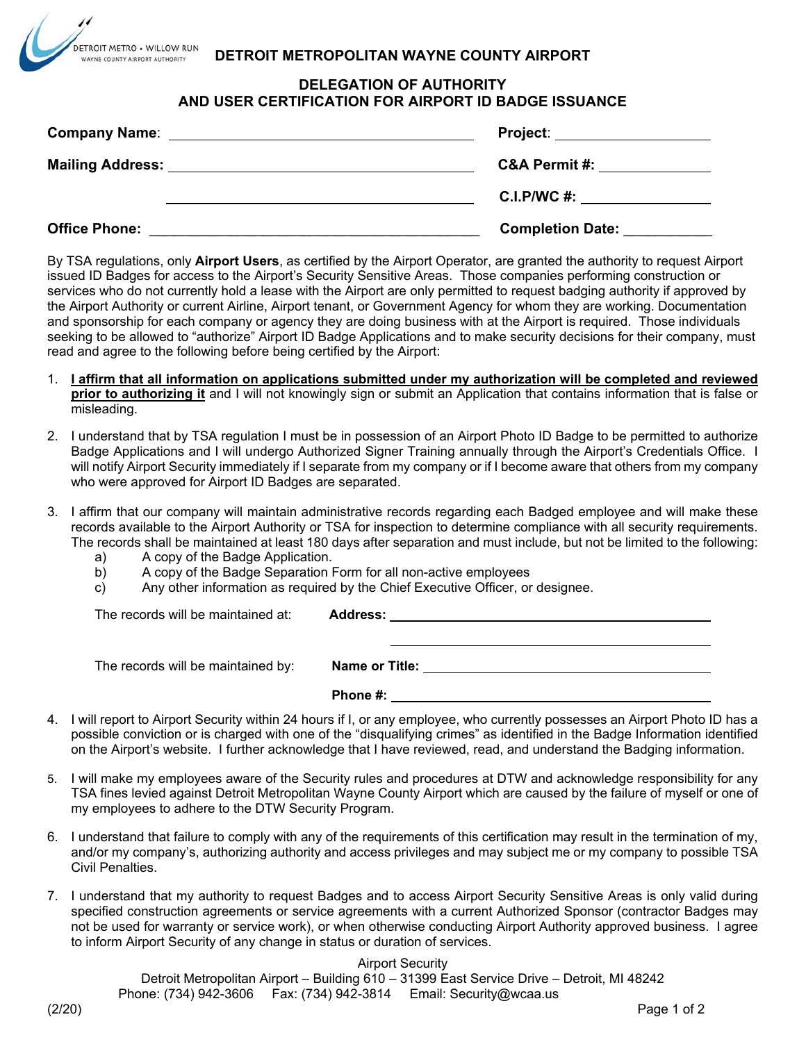# DETROIT METROPOLITAN WAYNE COUNTY AIRPORT

## DELEGATION OF AUTHORITY AND USER CERTIFICATION FOR AIRPORT ID BADGE ISSUANCE

**Company Name**: ______________________________ **Project**: ____________________

**Mailing Address**: ______________________________ **C&A Permit #**: ____________________

______________________________ **C.I.P/WC #**: ____________________

**Office Phone**: ______________________________ **Completion Date**: ____________________

By TSA regulations, only **Airport Users**, as certified by the Airport Operator, are granted the authority to request Airport issued ID Badges for access to the Airport's Security Sensitive Areas. Those companies performing construction or services who do not currently hold a lease with the Airport are only permitted to request badging authority if approved by the Airport Authority or current Airline, Airport tenant, or Government Agency for whom they are working. Documentation and sponsorship for each company or agency they are doing business with at the Airport is required. Those individuals seeking to be allowed to "authorize" Airport ID Badge Applications and to make security decisions for their company, must read and agree to the following before being certified by the Airport:

1. **<u>I affirm that all information on applications submitted under my authorization will be completed and reviewed prior to authorizing it</u>** and I will not knowingly sign or submit an Application that contains information that is false or misleading.

2. I understand that by TSA regulation I must be in possession of an Airport Photo ID Badge to be permitted to authorize Badge Applications and I will undergo Authorized Signer Training annually through the Airport's Credentials Office. I will notify Airport Security immediately if I separate from my company or if I become aware that others from my company who were approved for Airport ID Badges are separated.

3. I affirm that our company will maintain administrative records regarding each Badged employee and will make these records available to the Airport Authority or TSA for inspection to determine compliance with all security requirements. The records shall be maintained at least 180 days after separation and must include, but not be limited to the following:
   - a) A copy of the Badge Application.
   - b) A copy of the Badge Separation Form for all non-active employees
   - c) Any other information as required by the Chief Executive Officer, or designee.

   The records will be maintained at: **Address**: ______________________________

   ______________________________

   The records will be maintained by: **Name or Title**: ______________________________

   **Phone #**: ______________________________

4. I will report to Airport Security within 24 hours if I, or any employee, who currently possesses an Airport Photo ID has a possible conviction or is charged with one of the "disqualifying crimes" as identified in the Badge Information identified on the Airport's website. I further acknowledge that I have reviewed, read, and understand the Badging information.

5. I will make my employees aware of the Security rules and procedures at DTW and acknowledge responsibility for any TSA fines levied against Detroit Metropolitan Wayne County Airport which are caused by the failure of myself or one of my employees to adhere to the DTW Security Program.

6. I understand that failure to comply with any of the requirements of this certification may result in the termination of my, and/or my company's, authorizing authority and access privileges and may subject me or my company to possible TSA Civil Penalties.

7. I understand that my authority to request Badges and to access Airport Security Sensitive Areas is only valid during specified construction agreements or service agreements with a current Authorized Sponsor (contractor Badges may not be used for warranty or service work), or when otherwise conducting Airport Authority approved business. I agree to inform Airport Security of any change in status or duration of services.

Airport Security
Detroit Metropolitan Airport – Building 610 – 31399 East Service Drive – Detroit, MI 48242
Phone: (734) 942-3606 Fax: (734) 942-3814 Email: Security@wcaa.us

(2/20)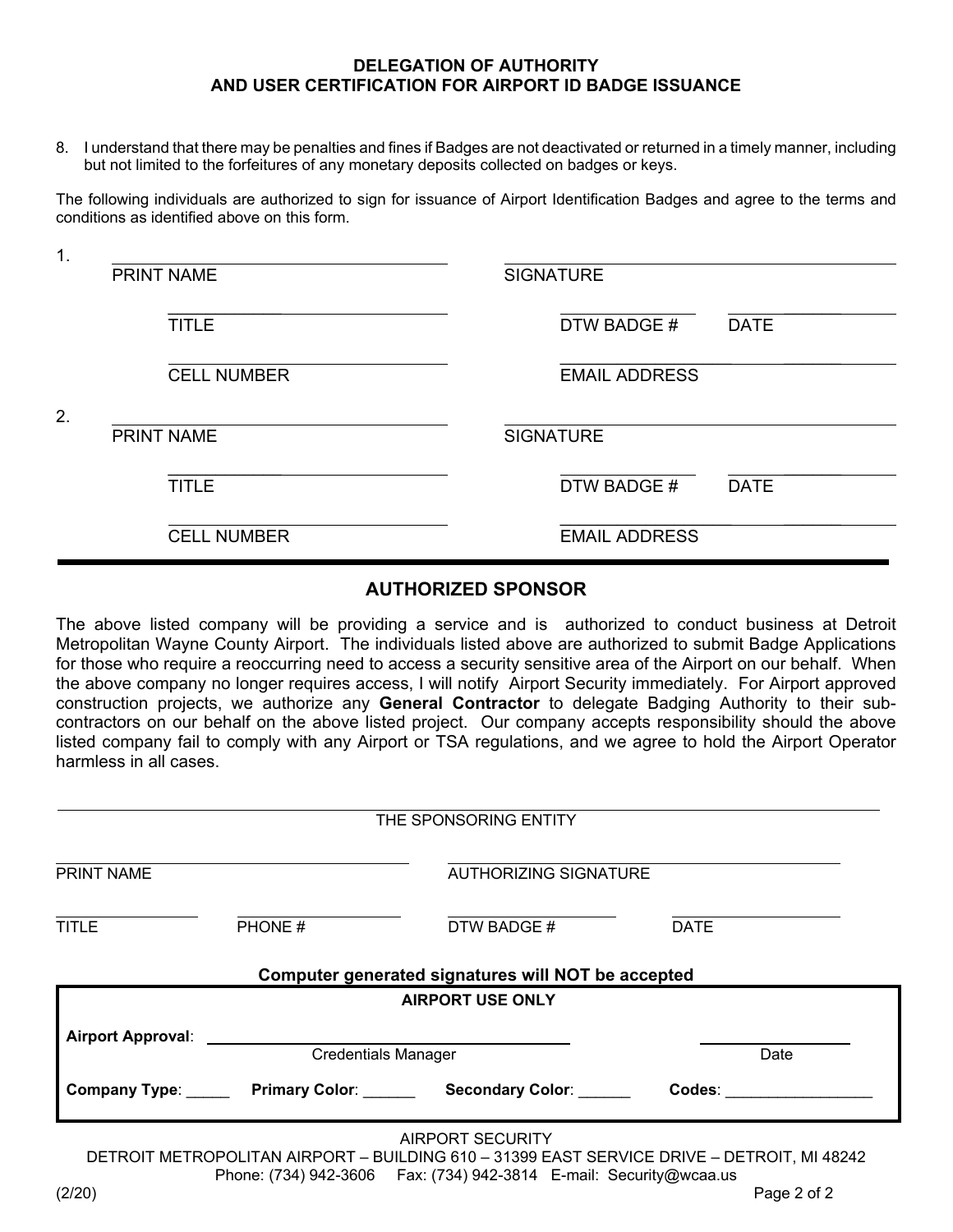**DELEGATION OF AUTHORITY**
**AND USER CERTIFICATION FOR AIRPORT ID BADGE ISSUANCE**

8. I understand that there may be penalties and fines if Badges are not deactivated or returned in a timely manner, including but not limited to the forfeitures of any monetary deposits collected on badges or keys.

The following individuals are authorized to sign for issuance of Airport Identification Badges and agree to the terms and conditions as identified above on this form.

1. \_\_\_\_\_\_\_\_\_\_\_\_\_\_\_\_\_\_\_\_\_\_\_\_\_\_\_\_\_\_ \_\_\_\_\_\_\_\_\_\_\_\_\_\_\_\_\_\_\_\_\_\_\_\_\_\_\_\_\_\_

PRINT NAME SIGNATURE

\_\_\_\_\_\_\_\_\_\_\_\_\_\_\_\_\_\_\_\_ \_\_\_\_\_\_\_\_\_\_\_\_ \_\_\_\_\_\_\_\_\_\_\_\_

TITLE DTW BADGE # DATE

\_\_\_\_\_\_\_\_\_\_\_\_\_\_\_\_\_\_\_\_ \_\_\_\_\_\_\_\_\_\_\_\_\_\_\_\_\_\_\_\_

CELL NUMBER EMAIL ADDRESS

2. \_\_\_\_\_\_\_\_\_\_\_\_\_\_\_\_\_\_\_\_\_\_\_\_\_\_\_\_\_\_ \_\_\_\_\_\_\_\_\_\_\_\_\_\_\_\_\_\_\_\_\_\_\_\_\_\_\_\_\_\_

PRINT NAME SIGNATURE

\_\_\_\_\_\_\_\_\_\_\_\_\_\_\_\_\_\_\_\_ \_\_\_\_\_\_\_\_\_\_\_\_ \_\_\_\_\_\_\_\_\_\_\_\_

TITLE DTW BADGE # DATE

\_\_\_\_\_\_\_\_\_\_\_\_\_\_\_\_\_\_\_\_ \_\_\_\_\_\_\_\_\_\_\_\_\_\_\_\_\_\_\_\_

CELL NUMBER EMAIL ADDRESS

## AUTHORIZED SPONSOR

The above listed company will be providing a service and is authorized to conduct business at Detroit Metropolitan Wayne County Airport. The individuals listed above are authorized to submit Badge Applications for those who require a reoccurring need to access a security sensitive area of the Airport on our behalf. When the above company no longer requires access, I will notify Airport Security immediately. For Airport approved construction projects, we authorize any **General Contractor** to delegate Badging Authority to their sub-contractors on our behalf on the above listed project. Our company accepts responsibility should the above listed company fail to comply with any Airport or TSA regulations, and we agree to hold the Airport Operator harmless in all cases.

\_\_\_\_\_\_\_\_\_\_\_\_\_\_\_\_\_\_\_\_\_\_\_\_\_\_\_\_\_\_\_\_\_\_\_\_\_\_\_\_\_\_\_\_\_\_\_\_\_\_\_\_\_\_\_\_\_\_\_\_

THE SPONSORING ENTITY

\_\_\_\_\_\_\_\_\_\_\_\_\_\_\_\_\_\_\_\_\_\_\_\_\_\_\_\_\_\_ \_\_\_\_\_\_\_\_\_\_\_\_\_\_\_\_\_\_\_\_\_\_\_\_\_\_\_\_\_\_

PRINT NAME AUTHORIZING SIGNATURE

\_\_\_\_\_\_\_\_\_\_\_\_ \_\_\_\_\_\_\_\_\_\_\_\_ \_\_\_\_\_\_\_\_\_\_\_\_ \_\_\_\_\_\_\_\_\_\_\_\_

TITLE PHONE # DTW BADGE # DATE

**Computer generated signatures will NOT be accepted**

**AIRPORT USE ONLY**

**Airport Approval**: \_\_\_\_\_\_\_\_\_\_\_\_\_\_\_\_\_\_\_\_\_\_\_\_\_\_\_\_\_\_ \_\_\_\_\_\_\_\_\_\_\_\_

Credentials Manager Date

**Company Type**: \_\_\_\_\_ **Primary Color**: \_\_\_\_\_\_ **Secondary Color**: \_\_\_\_\_\_ **Codes**: \_\_\_\_\_\_\_\_\_\_\_\_\_\_\_\_\_

AIRPORT SECURITY
DETROIT METROPOLITAN AIRPORT – BUILDING 610 – 31399 EAST SERVICE DRIVE – DETROIT, MI 48242
Phone: (734) 942-3606 Fax: (734) 942-3814 E-mail: Security@wcaa.us

(2/20)